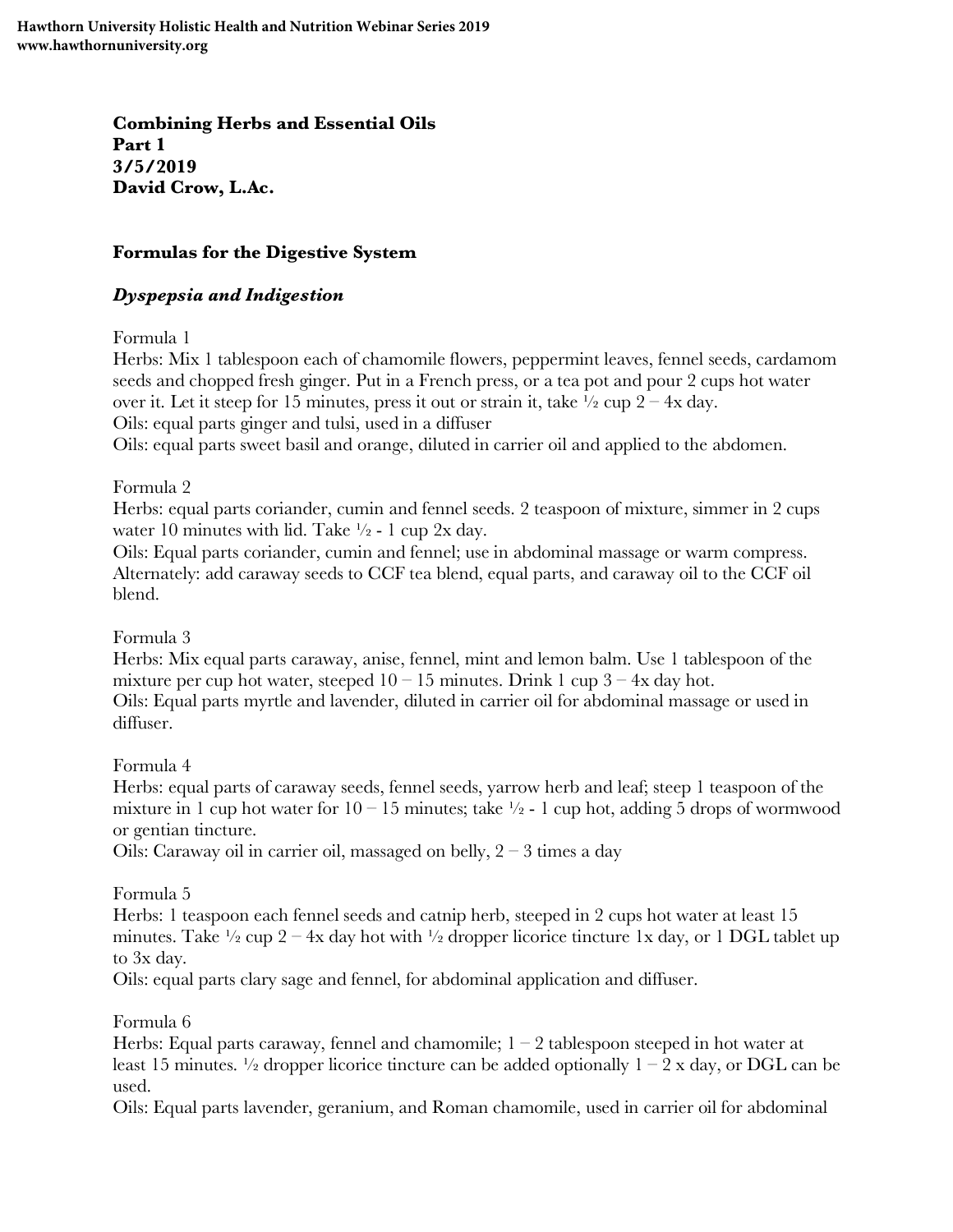**Combining Herbs and Essential Oils**
**Part 1**
**3/5/2019**
**David Crow, L.Ac.**

## Formulas for the Digestive System

### *Dyspepsia and Indigestion*

Formula 1
Herbs: Mix 1 tablespoon each of chamomile flowers, peppermint leaves, fennel seeds, cardamom seeds and chopped fresh ginger. Put in a French press, or a tea pot and pour 2 cups hot water over it. Let it steep for 15 minutes, press it out or strain it, take ½ cup 2 – 4x day.
Oils: equal parts ginger and tulsi, used in a diffuser
Oils: equal parts sweet basil and orange, diluted in carrier oil and applied to the abdomen.

Formula 2
Herbs: equal parts coriander, cumin and fennel seeds. 2 teaspoon of mixture, simmer in 2 cups water 10 minutes with lid. Take ½ - 1 cup 2x day.
Oils: Equal parts coriander, cumin and fennel; use in abdominal massage or warm compress.
Alternately: add caraway seeds to CCF tea blend, equal parts, and caraway oil to the CCF oil blend.

Formula 3
Herbs: Mix equal parts caraway, anise, fennel, mint and lemon balm. Use 1 tablespoon of the mixture per cup hot water, steeped 10 – 15 minutes. Drink 1 cup 3 – 4x day hot.
Oils: Equal parts myrtle and lavender, diluted in carrier oil for abdominal massage or used in diffuser.

Formula 4
Herbs: equal parts of caraway seeds, fennel seeds, yarrow herb and leaf; steep 1 teaspoon of the mixture in 1 cup hot water for 10 – 15 minutes; take ½ - 1 cup hot, adding 5 drops of wormwood or gentian tincture.
Oils: Caraway oil in carrier oil, massaged on belly, 2 – 3 times a day

Formula 5
Herbs: 1 teaspoon each fennel seeds and catnip herb, steeped in 2 cups hot water at least 15 minutes. Take ½ cup 2 – 4x day hot with ½ dropper licorice tincture 1x day, or 1 DGL tablet up to 3x day.
Oils: equal parts clary sage and fennel, for abdominal application and diffuser.

Formula 6
Herbs: Equal parts caraway, fennel and chamomile; 1 – 2 tablespoon steeped in hot water at least 15 minutes. ½ dropper licorice tincture can be added optionally 1 – 2 x day, or DGL can be used.
Oils: Equal parts lavender, geranium, and Roman chamomile, used in carrier oil for abdominal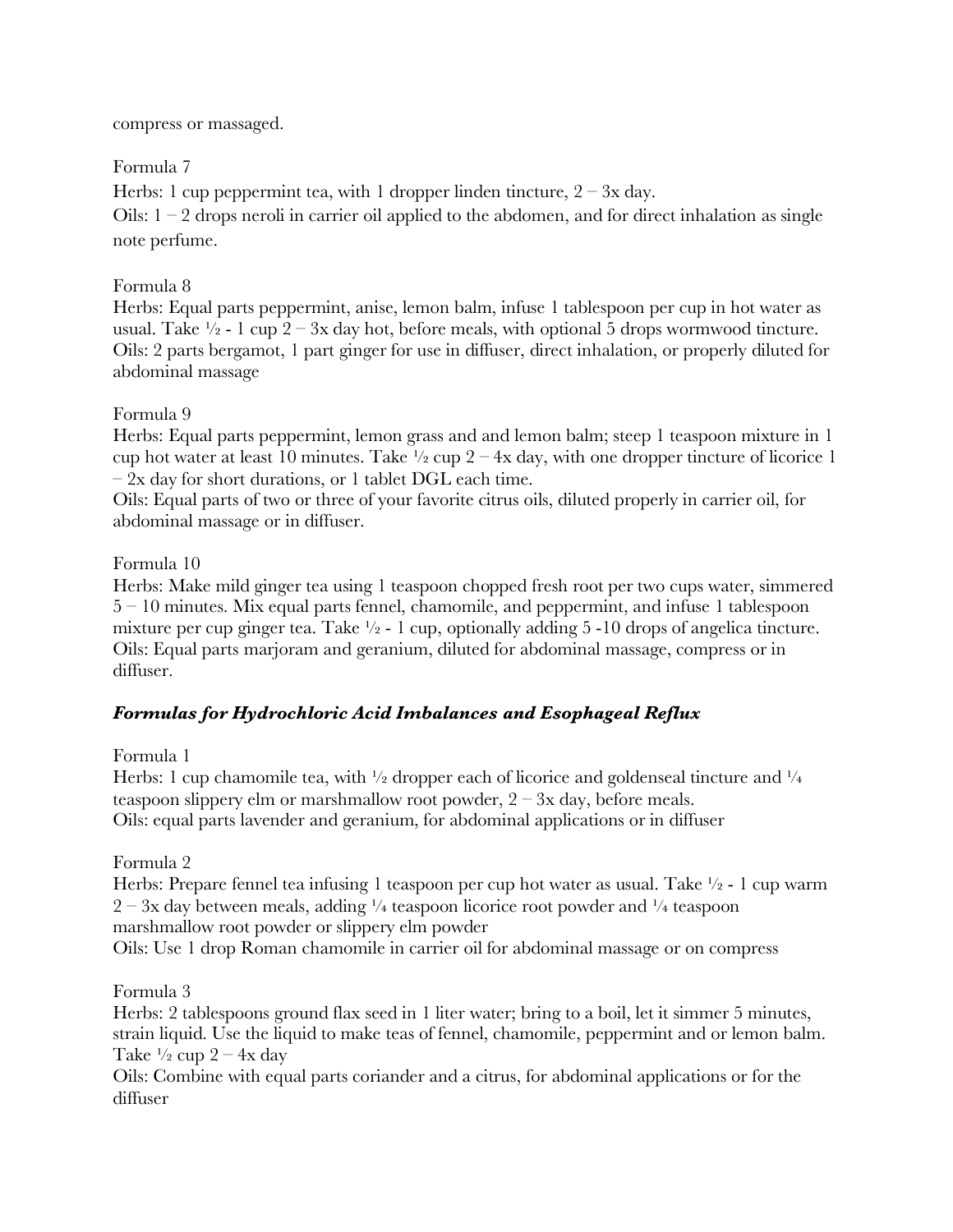compress or massaged.

Formula 7

Herbs: 1 cup peppermint tea, with 1 dropper linden tincture, 2 – 3x day.

Oils: 1 – 2 drops neroli in carrier oil applied to the abdomen, and for direct inhalation as single note perfume.

Formula 8

Herbs: Equal parts peppermint, anise, lemon balm, infuse 1 tablespoon per cup in hot water as usual. Take ½ - 1 cup 2 – 3x day hot, before meals, with optional 5 drops wormwood tincture.

Oils: 2 parts bergamot, 1 part ginger for use in diffuser, direct inhalation, or properly diluted for abdominal massage

Formula 9

Herbs: Equal parts peppermint, lemon grass and and lemon balm; steep 1 teaspoon mixture in 1 cup hot water at least 10 minutes. Take ½ cup 2 – 4x day, with one dropper tincture of licorice 1 – 2x day for short durations, or 1 tablet DGL each time.

Oils: Equal parts of two or three of your favorite citrus oils, diluted properly in carrier oil, for abdominal massage or in diffuser.

Formula 10

Herbs: Make mild ginger tea using 1 teaspoon chopped fresh root per two cups water, simmered 5 – 10 minutes. Mix equal parts fennel, chamomile, and peppermint, and infuse 1 tablespoon mixture per cup ginger tea. Take ½ - 1 cup, optionally adding 5 -10 drops of angelica tincture.

Oils: Equal parts marjoram and geranium, diluted for abdominal massage, compress or in diffuser.

### ***Formulas for Hydrochloric Acid Imbalances and Esophageal Reflux***

Formula 1

Herbs: 1 cup chamomile tea, with ½ dropper each of licorice and goldenseal tincture and ¼ teaspoon slippery elm or marshmallow root powder, 2 – 3x day, before meals.

Oils: equal parts lavender and geranium, for abdominal applications or in diffuser

Formula 2

Herbs: Prepare fennel tea infusing 1 teaspoon per cup hot water as usual. Take ½ - 1 cup warm 2 – 3x day between meals, adding ¼ teaspoon licorice root powder and ¼ teaspoon marshmallow root powder or slippery elm powder

Oils: Use 1 drop Roman chamomile in carrier oil for abdominal massage or on compress

Formula 3

Herbs: 2 tablespoons ground flax seed in 1 liter water; bring to a boil, let it simmer 5 minutes, strain liquid. Use the liquid to make teas of fennel, chamomile, peppermint and or lemon balm. Take ½ cup 2 – 4x day

Oils: Combine with equal parts coriander and a citrus, for abdominal applications or for the diffuser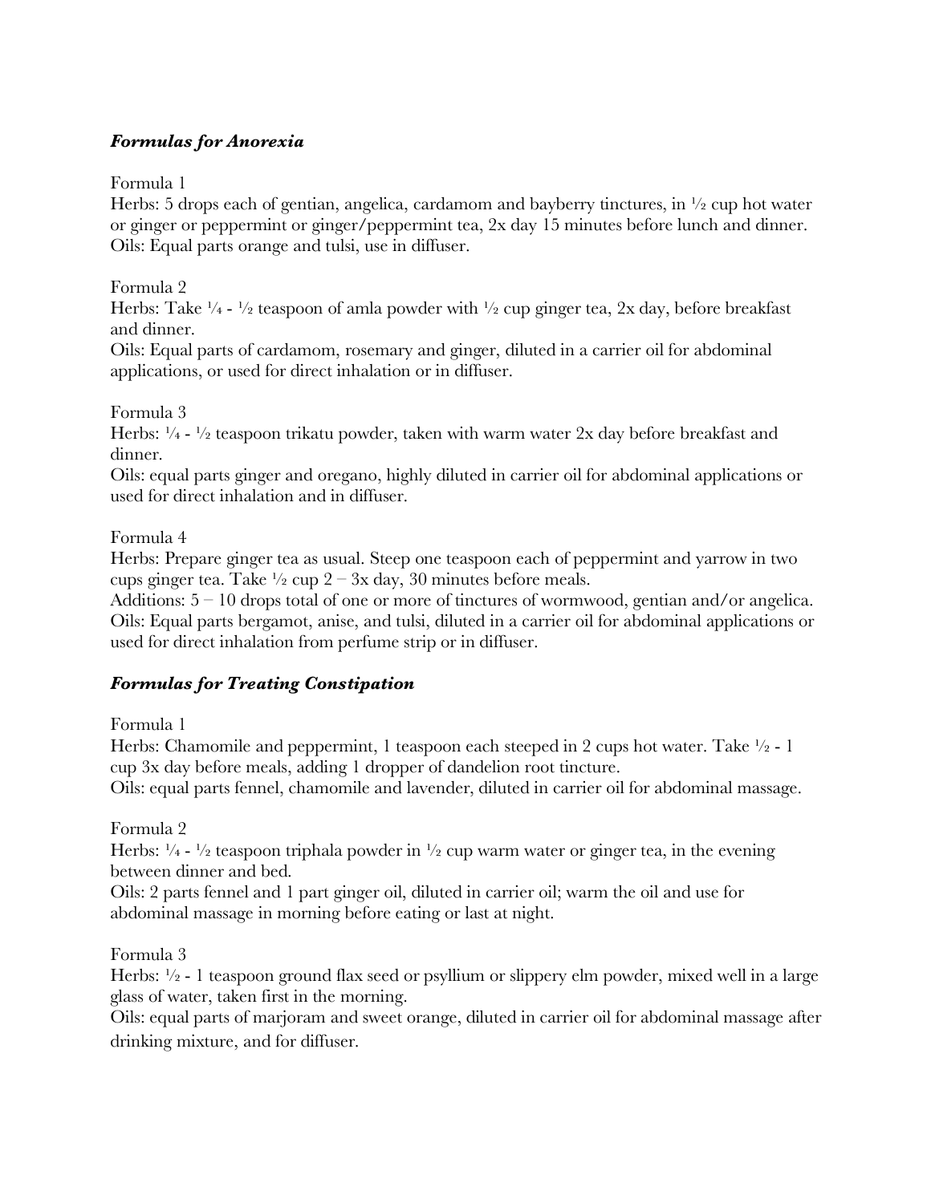### *Formulas for Anorexia*

Formula 1

Herbs: 5 drops each of gentian, angelica, cardamom and bayberry tinctures, in ½ cup hot water or ginger or peppermint or ginger/peppermint tea, 2x day 15 minutes before lunch and dinner.
Oils: Equal parts orange and tulsi, use in diffuser.

Formula 2

Herbs: Take ¼ - ½ teaspoon of amla powder with ½ cup ginger tea, 2x day, before breakfast and dinner.
Oils: Equal parts of cardamom, rosemary and ginger, diluted in a carrier oil for abdominal applications, or used for direct inhalation or in diffuser.

Formula 3

Herbs: ¼ - ½ teaspoon trikatu powder, taken with warm water 2x day before breakfast and dinner.
Oils: equal parts ginger and oregano, highly diluted in carrier oil for abdominal applications or used for direct inhalation and in diffuser.

Formula 4

Herbs: Prepare ginger tea as usual. Steep one teaspoon each of peppermint and yarrow in two cups ginger tea. Take ½ cup 2 – 3x day, 30 minutes before meals.
Additions: 5 – 10 drops total of one or more of tinctures of wormwood, gentian and/or angelica.
Oils: Equal parts bergamot, anise, and tulsi, diluted in a carrier oil for abdominal applications or used for direct inhalation from perfume strip or in diffuser.

### *Formulas for Treating Constipation*

Formula 1

Herbs: Chamomile and peppermint, 1 teaspoon each steeped in 2 cups hot water. Take ½ - 1 cup 3x day before meals, adding 1 dropper of dandelion root tincture.
Oils: equal parts fennel, chamomile and lavender, diluted in carrier oil for abdominal massage.

Formula 2

Herbs: ¼ - ½ teaspoon triphala powder in ½ cup warm water or ginger tea, in the evening between dinner and bed.
Oils: 2 parts fennel and 1 part ginger oil, diluted in carrier oil; warm the oil and use for abdominal massage in morning before eating or last at night.

Formula 3

Herbs: ½ - 1 teaspoon ground flax seed or psyllium or slippery elm powder, mixed well in a large glass of water, taken first in the morning.
Oils: equal parts of marjoram and sweet orange, diluted in carrier oil for abdominal massage after drinking mixture, and for diffuser.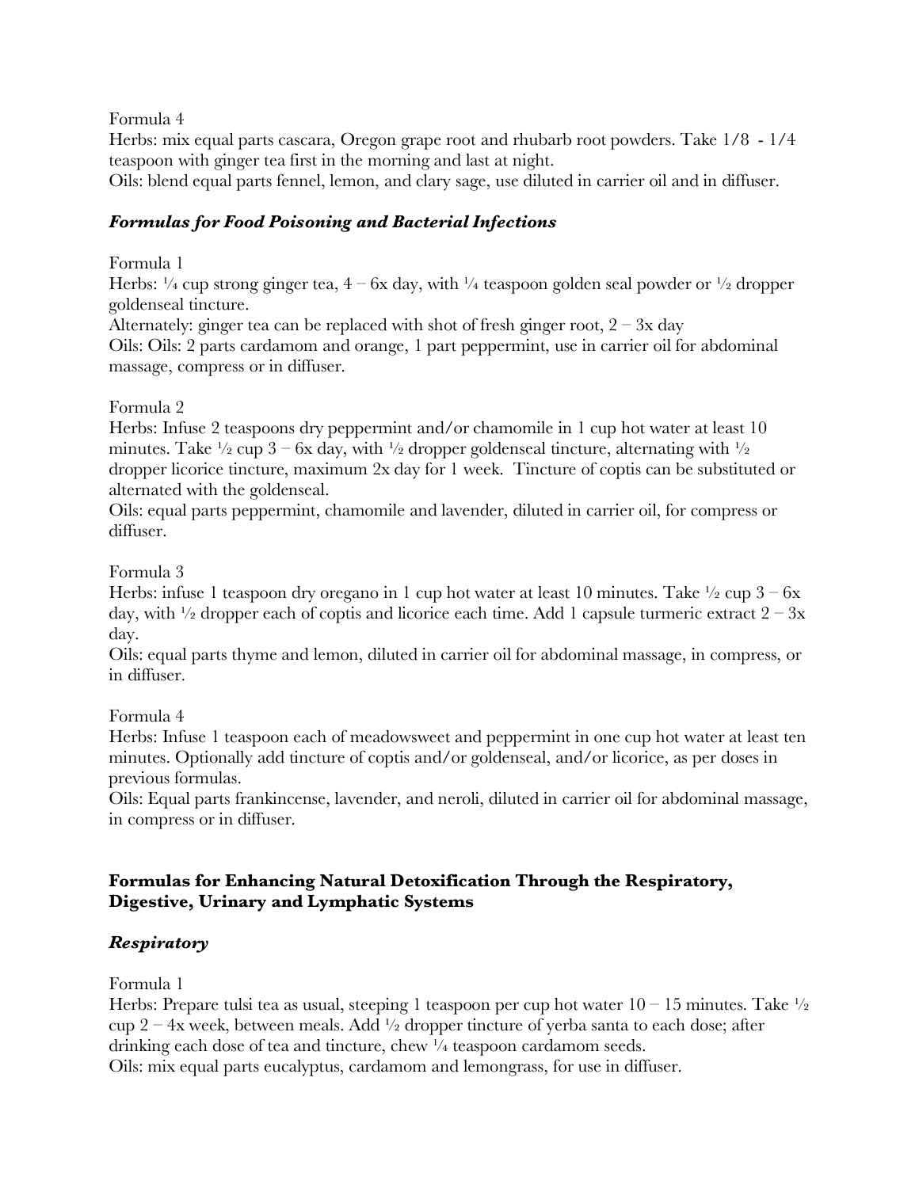Formula 4

Herbs: mix equal parts cascara, Oregon grape root and rhubarb root powders. Take 1/8 - 1/4 teaspoon with ginger tea first in the morning and last at night.

Oils: blend equal parts fennel, lemon, and clary sage, use diluted in carrier oil and in diffuser.

### *Formulas for Food Poisoning and Bacterial Infections*

Formula 1

Herbs: ¼ cup strong ginger tea, 4 – 6x day, with ¼ teaspoon golden seal powder or ½ dropper goldenseal tincture.

Alternately: ginger tea can be replaced with shot of fresh ginger root, 2 – 3x day

Oils: Oils: 2 parts cardamom and orange, 1 part peppermint, use in carrier oil for abdominal massage, compress or in diffuser.

Formula 2

Herbs: Infuse 2 teaspoons dry peppermint and/or chamomile in 1 cup hot water at least 10 minutes. Take ½ cup 3 – 6x day, with ½ dropper goldenseal tincture, alternating with ½ dropper licorice tincture, maximum 2x day for 1 week. Tincture of coptis can be substituted or alternated with the goldenseal.

Oils: equal parts peppermint, chamomile and lavender, diluted in carrier oil, for compress or diffuser.

Formula 3

Herbs: infuse 1 teaspoon dry oregano in 1 cup hot water at least 10 minutes. Take ½ cup 3 – 6x day, with ½ dropper each of coptis and licorice each time. Add 1 capsule turmeric extract 2 – 3x day.

Oils: equal parts thyme and lemon, diluted in carrier oil for abdominal massage, in compress, or in diffuser.

Formula 4

Herbs: Infuse 1 teaspoon each of meadowsweet and peppermint in one cup hot water at least ten minutes. Optionally add tincture of coptis and/or goldenseal, and/or licorice, as per doses in previous formulas.

Oils: Equal parts frankincense, lavender, and neroli, diluted in carrier oil for abdominal massage, in compress or in diffuser.

## **Formulas for Enhancing Natural Detoxification Through the Respiratory, Digestive, Urinary and Lymphatic Systems**

### *Respiratory*

Formula 1

Herbs: Prepare tulsi tea as usual, steeping 1 teaspoon per cup hot water 10 – 15 minutes. Take ½ cup 2 – 4x week, between meals. Add ½ dropper tincture of yerba santa to each dose; after drinking each dose of tea and tincture, chew ¼ teaspoon cardamom seeds.

Oils: mix equal parts eucalyptus, cardamom and lemongrass, for use in diffuser.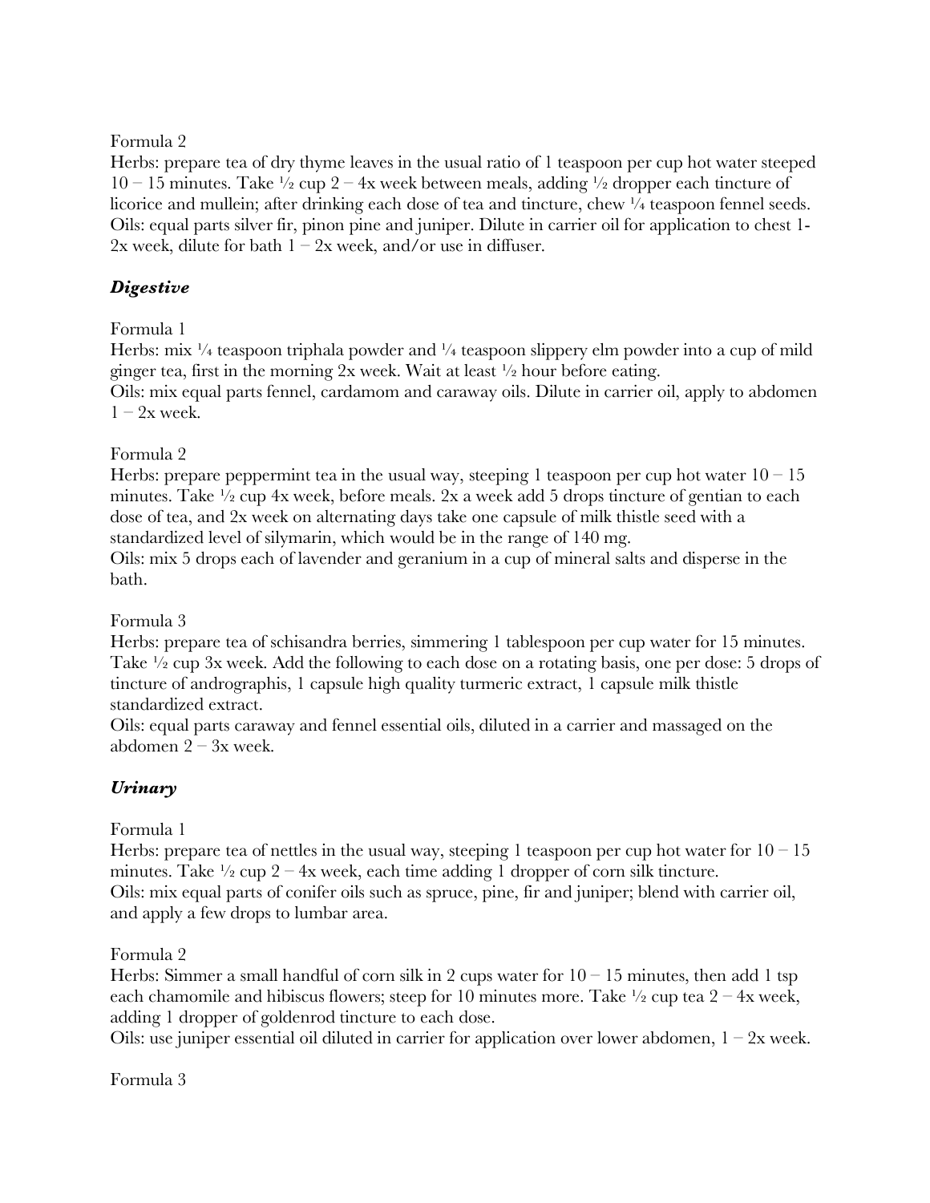Formula 2

Herbs: prepare tea of dry thyme leaves in the usual ratio of 1 teaspoon per cup hot water steeped 10 – 15 minutes. Take ½ cup 2 – 4x week between meals, adding ½ dropper each tincture of licorice and mullein; after drinking each dose of tea and tincture, chew ¼ teaspoon fennel seeds.
Oils: equal parts silver fir, pinon pine and juniper. Dilute in carrier oil for application to chest 1-2x week, dilute for bath 1 – 2x week, and/or use in diffuser.

### ***Digestive***

Formula 1

Herbs: mix ¼ teaspoon triphala powder and ¼ teaspoon slippery elm powder into a cup of mild ginger tea, first in the morning 2x week. Wait at least ½ hour before eating.
Oils: mix equal parts fennel, cardamom and caraway oils. Dilute in carrier oil, apply to abdomen 1 – 2x week.

Formula 2

Herbs: prepare peppermint tea in the usual way, steeping 1 teaspoon per cup hot water 10 – 15 minutes. Take ½ cup 4x week, before meals. 2x a week add 5 drops tincture of gentian to each dose of tea, and 2x week on alternating days take one capsule of milk thistle seed with a standardized level of silymarin, which would be in the range of 140 mg.
Oils: mix 5 drops each of lavender and geranium in a cup of mineral salts and disperse in the bath.

Formula 3

Herbs: prepare tea of schisandra berries, simmering 1 tablespoon per cup water for 15 minutes. Take ½ cup 3x week. Add the following to each dose on a rotating basis, one per dose: 5 drops of tincture of andrographis, 1 capsule high quality turmeric extract, 1 capsule milk thistle standardized extract.
Oils: equal parts caraway and fennel essential oils, diluted in a carrier and massaged on the abdomen 2 – 3x week.

### ***Urinary***

Formula 1

Herbs: prepare tea of nettles in the usual way, steeping 1 teaspoon per cup hot water for 10 – 15 minutes. Take ½ cup 2 – 4x week, each time adding 1 dropper of corn silk tincture.
Oils: mix equal parts of conifer oils such as spruce, pine, fir and juniper; blend with carrier oil, and apply a few drops to lumbar area.

Formula 2

Herbs: Simmer a small handful of corn silk in 2 cups water for 10 – 15 minutes, then add 1 tsp each chamomile and hibiscus flowers; steep for 10 minutes more. Take ½ cup tea 2 – 4x week, adding 1 dropper of goldenrod tincture to each dose.
Oils: use juniper essential oil diluted in carrier for application over lower abdomen, 1 – 2x week.

Formula 3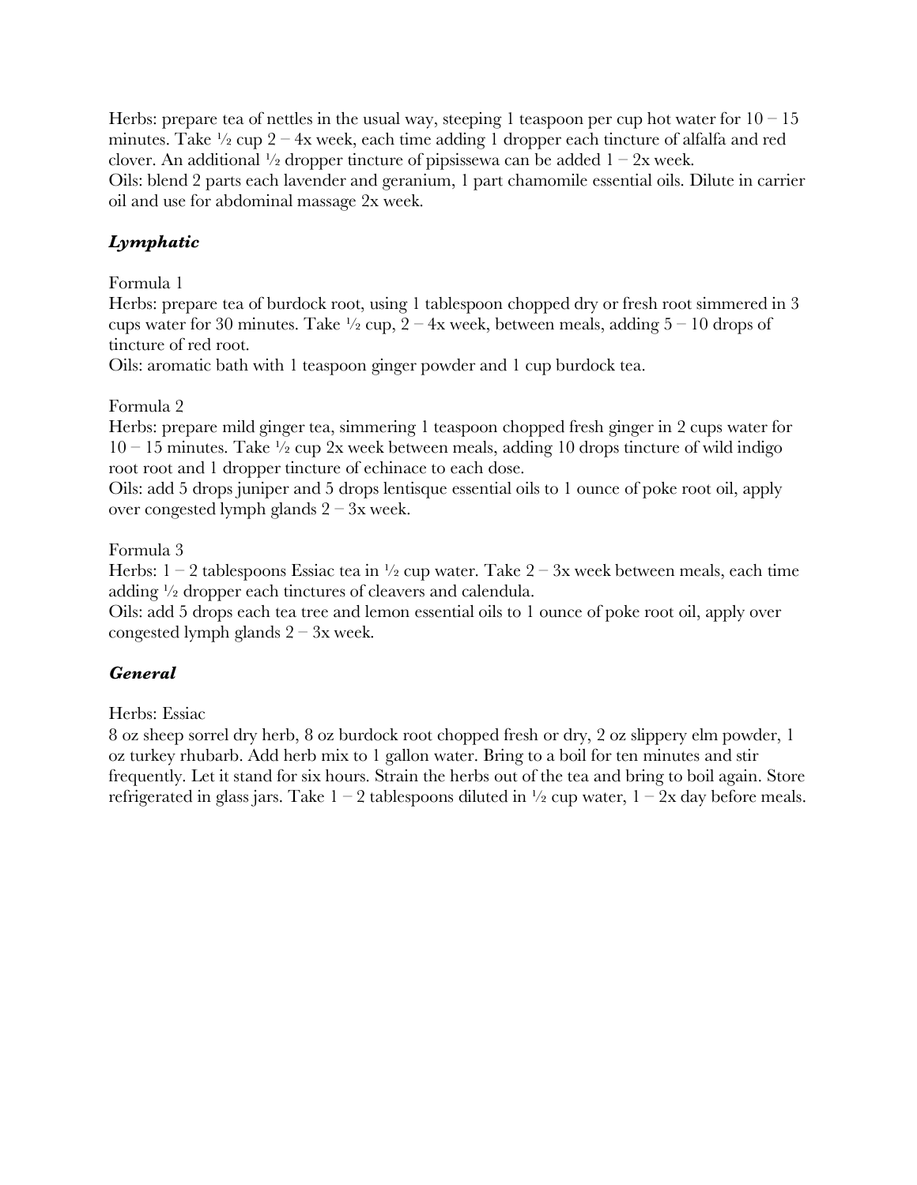Herbs: prepare tea of nettles in the usual way, steeping 1 teaspoon per cup hot water for 10 – 15 minutes. Take ½ cup 2 – 4x week, each time adding 1 dropper each tincture of alfalfa and red clover. An additional ½ dropper tincture of pipsissewa can be added 1 – 2x week.
Oils: blend 2 parts each lavender and geranium, 1 part chamomile essential oils. Dilute in carrier oil and use for abdominal massage 2x week.

### ***Lymphatic***

Formula 1
Herbs: prepare tea of burdock root, using 1 tablespoon chopped dry or fresh root simmered in 3 cups water for 30 minutes. Take ½ cup, 2 – 4x week, between meals, adding 5 – 10 drops of tincture of red root.
Oils: aromatic bath with 1 teaspoon ginger powder and 1 cup burdock tea.

Formula 2
Herbs: prepare mild ginger tea, simmering 1 teaspoon chopped fresh ginger in 2 cups water for 10 – 15 minutes. Take ½ cup 2x week between meals, adding 10 drops tincture of wild indigo root root and 1 dropper tincture of echinace to each dose.
Oils: add 5 drops juniper and 5 drops lentisque essential oils to 1 ounce of poke root oil, apply over congested lymph glands 2 – 3x week.

Formula 3
Herbs: 1 – 2 tablespoons Essiac tea in ½ cup water. Take 2 – 3x week between meals, each time adding ½ dropper each tinctures of cleavers and calendula.
Oils: add 5 drops each tea tree and lemon essential oils to 1 ounce of poke root oil, apply over congested lymph glands 2 – 3x week.

### ***General***

Herbs: Essiac
8 oz sheep sorrel dry herb, 8 oz burdock root chopped fresh or dry, 2 oz slippery elm powder, 1 oz turkey rhubarb. Add herb mix to 1 gallon water. Bring to a boil for ten minutes and stir frequently. Let it stand for six hours. Strain the herbs out of the tea and bring to boil again. Store refrigerated in glass jars. Take 1 – 2 tablespoons diluted in ½ cup water, 1 – 2x day before meals.